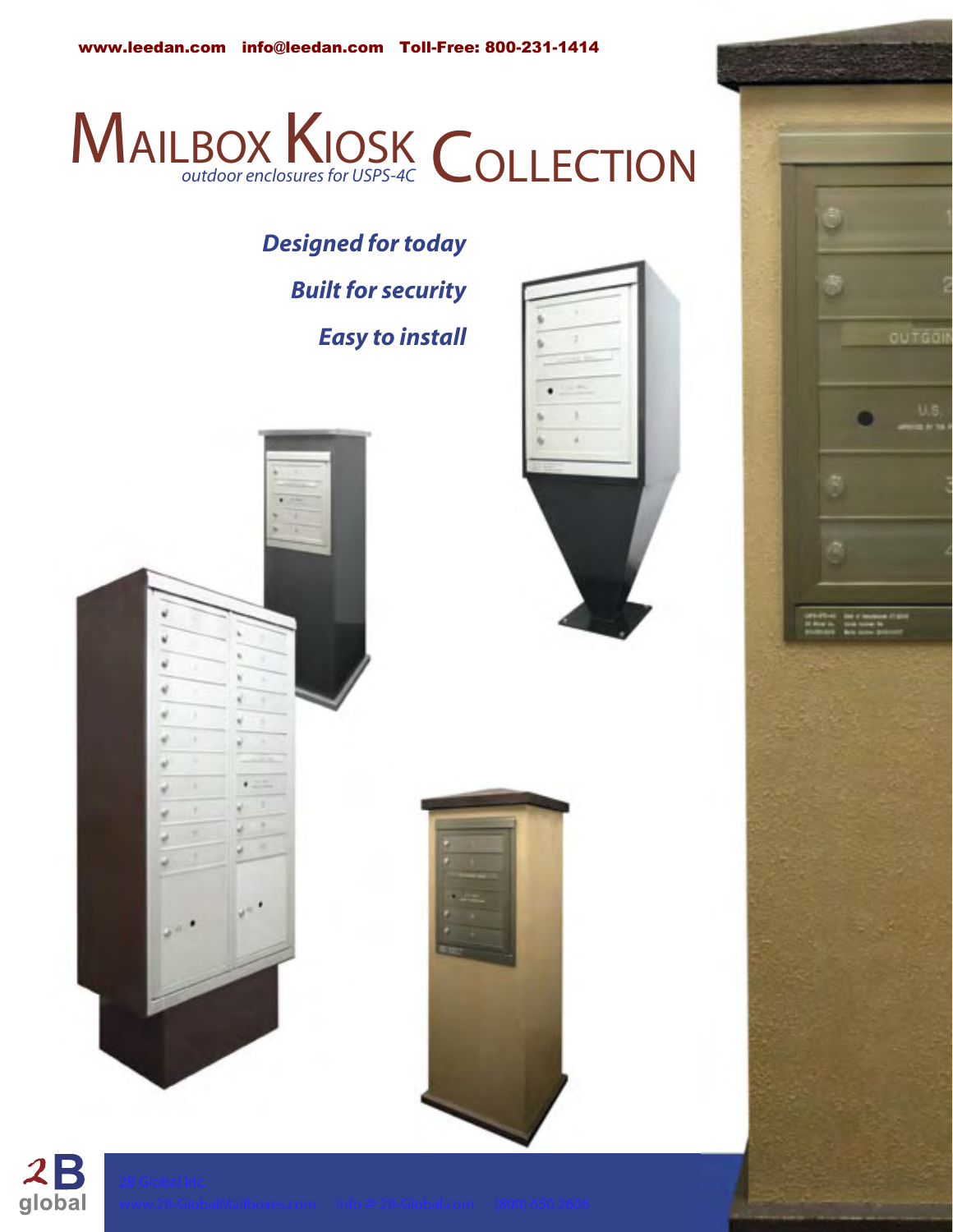www.leedan.com info@leedan.com Toll-Free: 800-231-1414

# Mailbox Kiosk Collection

*outdoor enclosures for USPS-4C*

***Designed for today***

***Built for security***

***Easy to install***

2B global

2B Global Inc.
www.2B-GlobalMailboxes.com info@2B-Global.com (800) 650-2606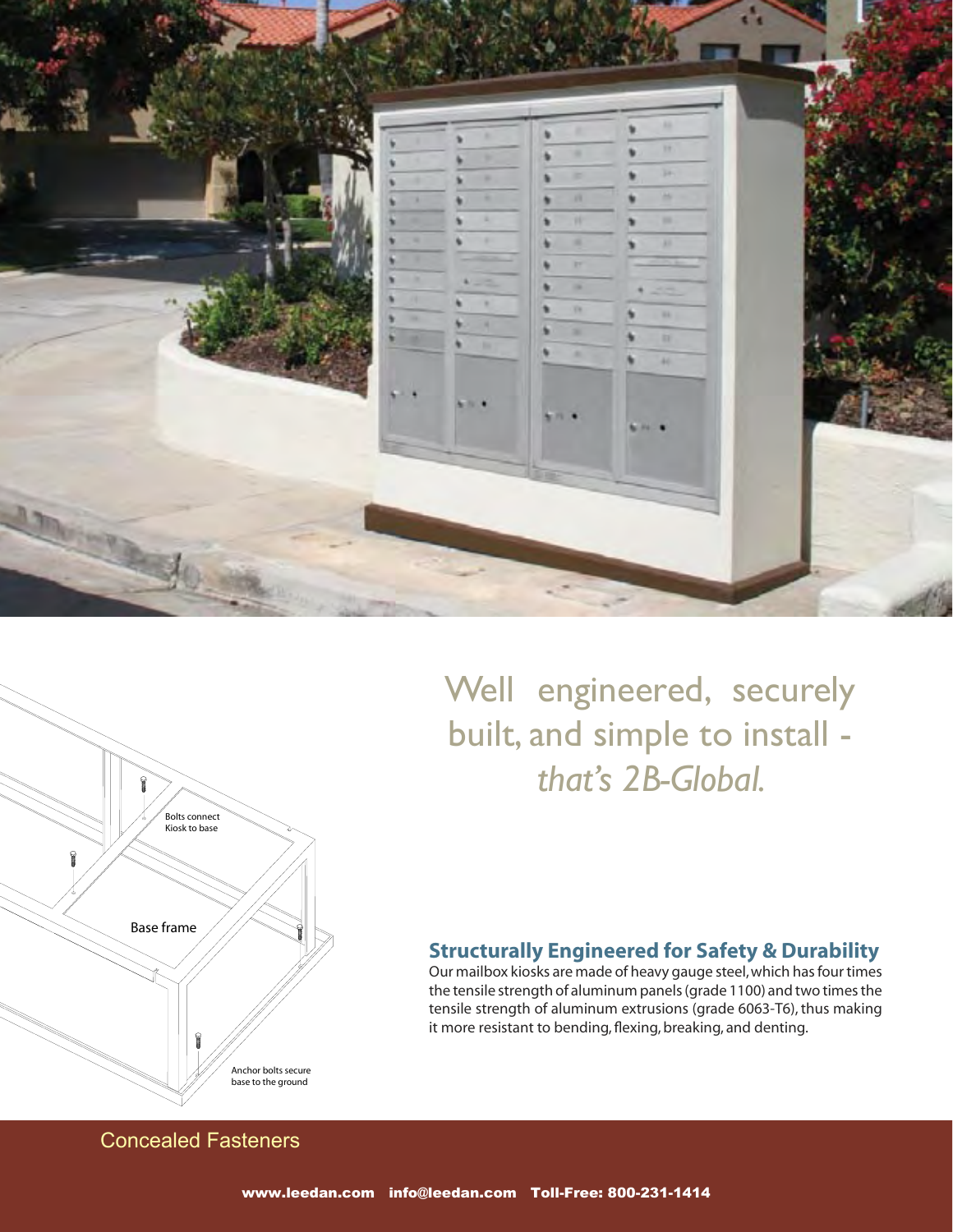Bolts connect Kiosk to base

Base frame

Anchor bolts secure base to the ground

## Well engineered, securely built, and simple to install - *that's 2B-Global.*

### Structurally Engineered for Safety & Durability

Our mailbox kiosks are made of heavy gauge steel, which has four times the tensile strength of aluminum panels (grade 1100) and two times the tensile strength of aluminum extrusions (grade 6063-T6), thus making it more resistant to bending, flexing, breaking, and denting.

Concealed Fasteners

www.leedan.com info@leedan.com Toll-Free: 800-231-1414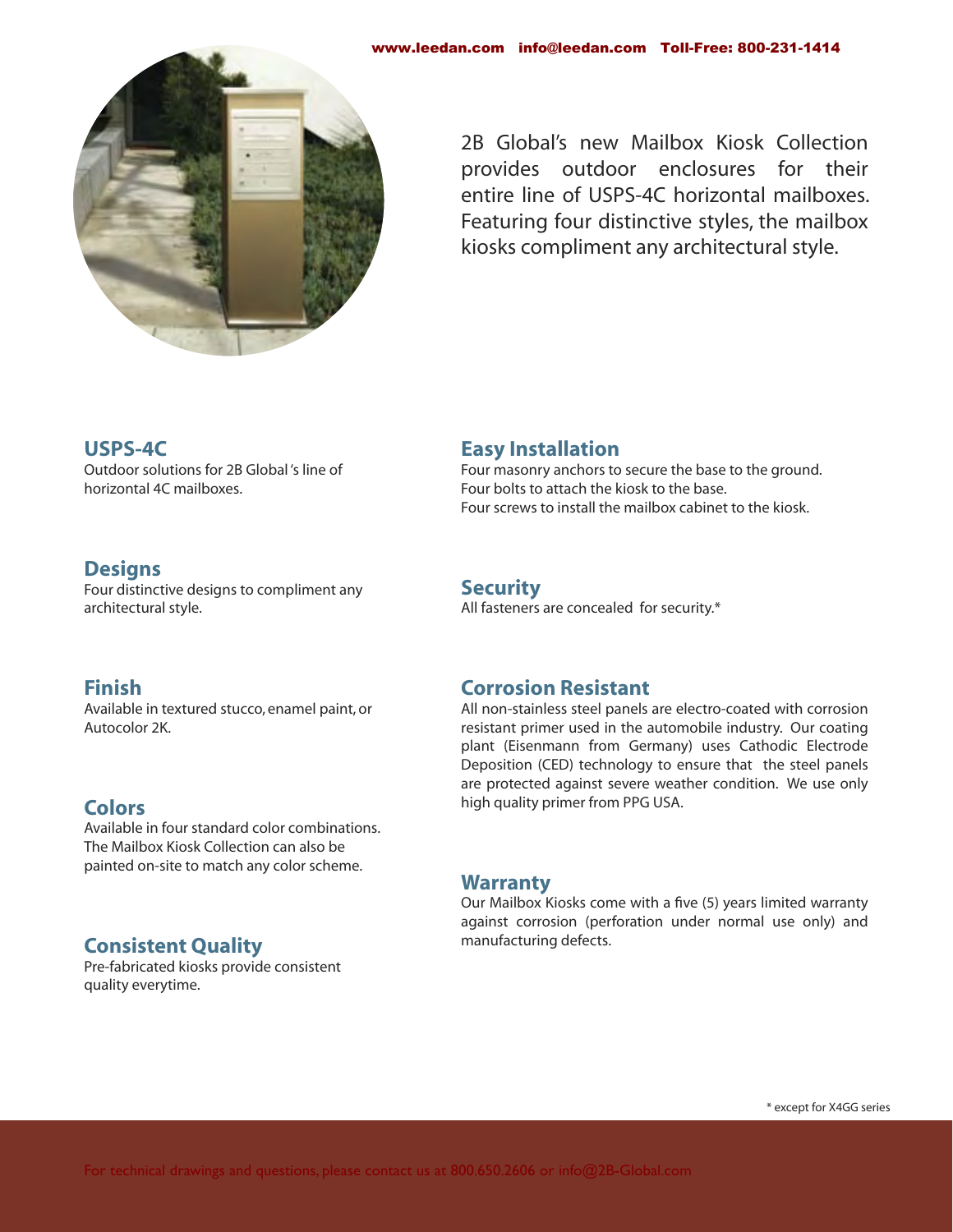2B Global's new Mailbox Kiosk Collection provides outdoor enclosures for their entire line of USPS-4C horizontal mailboxes. Featuring four distinctive styles, the mailbox kiosks compliment any architectural style.

### USPS-4C

Outdoor solutions for 2B Global's line of horizontal 4C mailboxes.

### Designs

Four distinctive designs to compliment any architectural style.

### Finish

Available in textured stucco, enamel paint, or Autocolor 2K.

### Colors

Available in four standard color combinations. The Mailbox Kiosk Collection can also be painted on-site to match any color scheme.

### Consistent Quality

Pre-fabricated kiosks provide consistent quality everytime.

### Easy Installation

Four masonry anchors to secure the base to the ground.
Four bolts to attach the kiosk to the base.
Four screws to install the mailbox cabinet to the kiosk.

### Security

All fasteners are concealed for security.*

### Corrosion Resistant

All non-stainless steel panels are electro-coated with corrosion resistant primer used in the automobile industry. Our coating plant (Eisenmann from Germany) uses Cathodic Electrode Deposition (CED) technology to ensure that the steel panels are protected against severe weather condition. We use only high quality primer from PPG USA.

### Warranty

Our Mailbox Kiosks come with a five (5) years limited warranty against corrosion (perforation under normal use only) and manufacturing defects.

\* except for X4GG series

For technical drawings and questions, please contact us at 800.650.2606 or info@2B-Global.com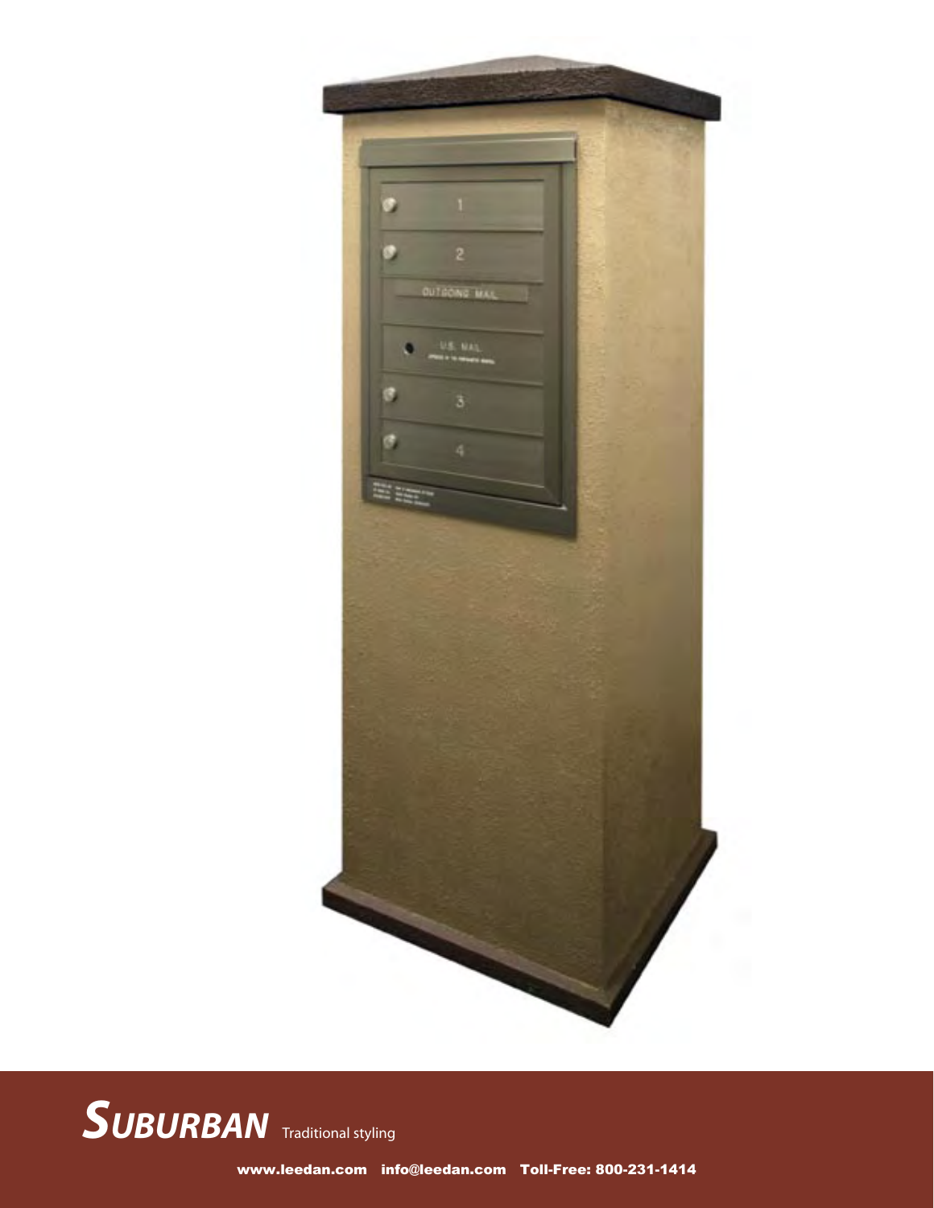## SUBURBAN Traditional styling

www.leedan.com info@leedan.com Toll-Free: 800-231-1414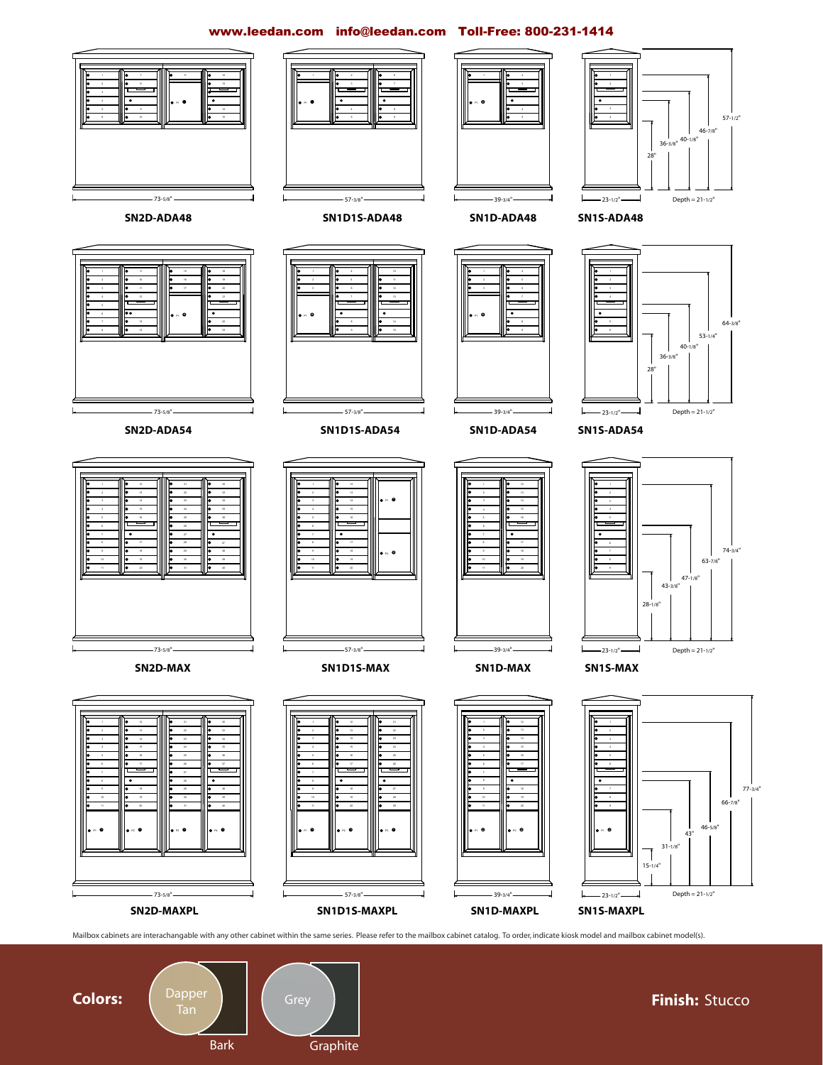www.leedan.com info@leedan.com Toll-Free: 800-231-1414

73-5/8" — **SN2D-ADA48**

57-3/8" — **SN1D1S-ADA48**

39-3/4" — **SN1D-ADA48**

23-1/2" — Depth = 21-1/2" — 28" — 36-3/8" — 40-1/8" — 46-7/8" — 57-1/2" — **SN1S-ADA48**

73-5/8" — **SN2D-ADA54**

57-3/8" — **SN1D1S-ADA54**

39-3/4" — **SN1D-ADA54**

23-1/2" — Depth = 21-1/2" — 28" — 36-3/8" — 40-1/8" — 53-1/4" — 64-3/8" — **SN1S-ADA54**

73-5/8" — **SN2D-MAX**

57-3/8" — **SN1D1S-MAX**

39-3/4" — **SN1D-MAX**

23-1/2" — Depth = 21-1/2" — 28-1/8" — 43-3/8" — 47-1/8" — 63-7/8" — 74-3/4" — **SN1S-MAX**

73-5/8" — **SN2D-MAXPL**

57-3/8" — **SN1D1S-MAXPL**

39-3/4" — **SN1D-MAXPL**

23-1/2" — Depth = 21-1/2" — 15-1/4" — 31-1/8" — 43" — 46-5/8" — 66-7/8" — 77-3/4" — **SN1S-MAXPL**

Mailbox cabinets are interachangable with any other cabinet within the same series. Please refer to the mailbox cabinet catalog. To order, indicate kiosk model and mailbox cabinet model(s).

**Colors:** Dapper Tan, Bark, Grey, Graphite

**Finish:** Stucco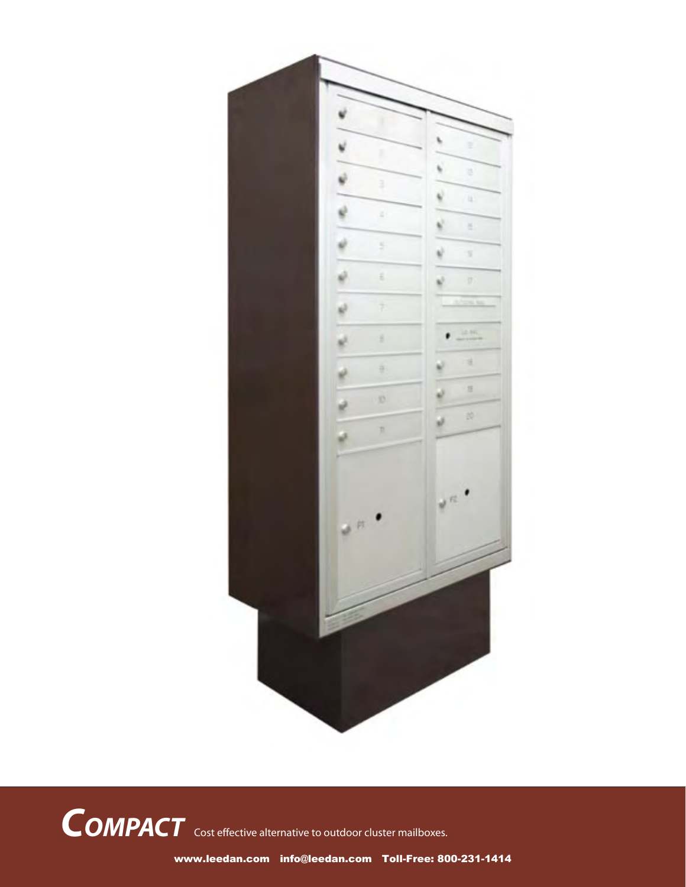## *COMPACT* Cost effective alternative to outdoor cluster mailboxes.

www.leedan.com info@leedan.com Toll-Free: 800-231-1414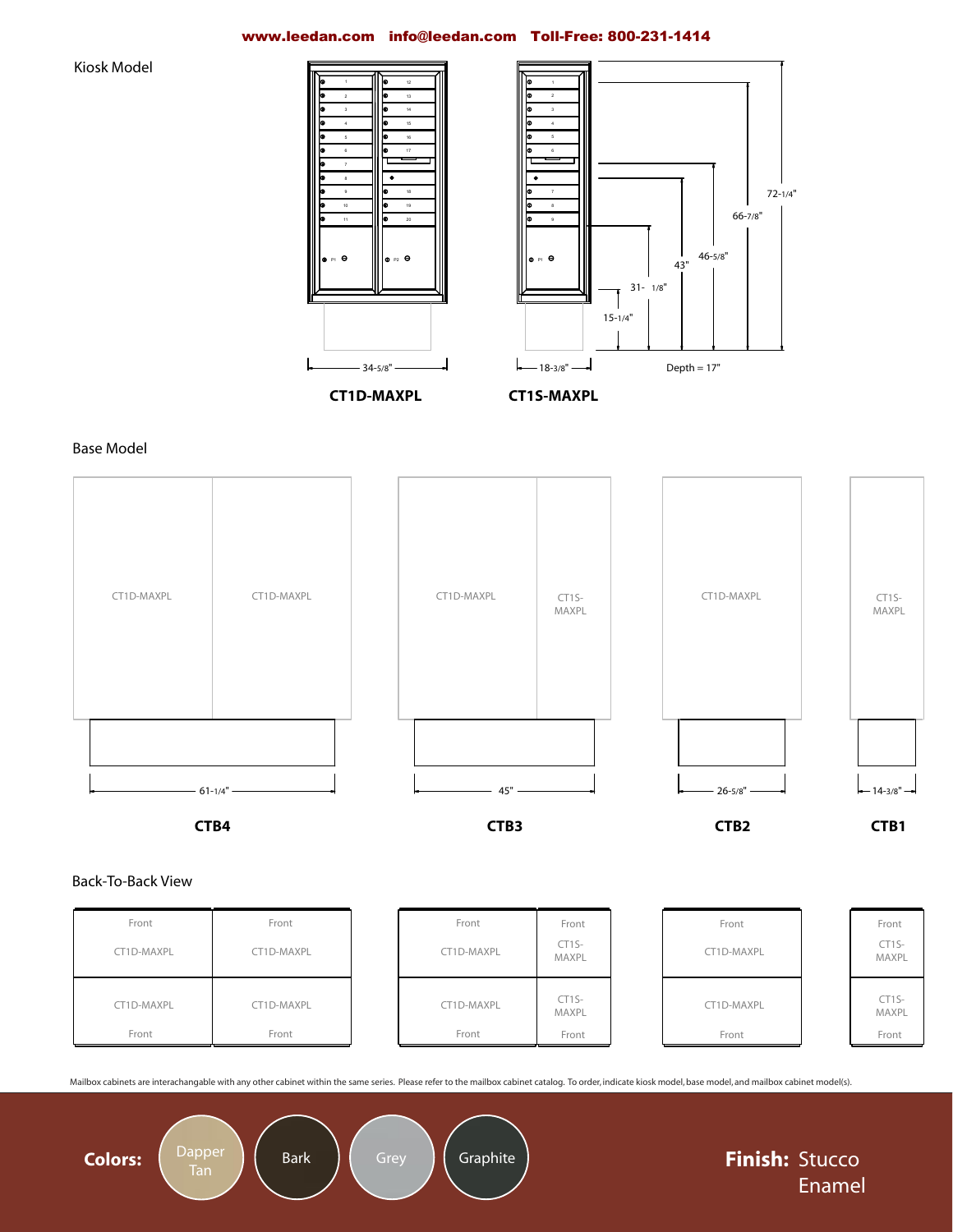www.leedan.com info@leedan.com Toll-Free: 800-231-1414

## Kiosk Model

34-5/8"

**CT1D-MAXPL**

18-3/8"

**CT1S-MAXPL**

72-1/4"

66-7/8"

46-5/8"

43"

31-1/8"

15-1/4"

Depth = 17"

## Base Model

| CT1D-MAXPL | CT1D-MAXPL |
|---|---|

61-1/4"

**CTB4**

| CT1D-MAXPL | CT1S-MAXPL |
|---|---|

45"

**CTB3**

| CT1D-MAXPL |
|---|

26-5/8"

**CTB2**

| CT1S-MAXPL |
|---|

14-3/8"

**CTB1**

## Back-To-Back View

| Front | Front |
|---|---|
| CT1D-MAXPL | CT1D-MAXPL |
| CT1D-MAXPL | CT1D-MAXPL |
| Front | Front |

| Front | Front |
|---|---|
| CT1D-MAXPL | CT1S-MAXPL |
| CT1D-MAXPL | CT1S-MAXPL |
| Front | Front |

| Front |
|---|
| CT1D-MAXPL |
| CT1D-MAXPL |
| Front |

| Front |
|---|
| CT1S-MAXPL |
| CT1S-MAXPL |
| Front |

Mailbox cabinets are interachangable with any other cabinet within the same series. Please refer to the mailbox cabinet catalog. To order, indicate kiosk model, base model, and mailbox cabinet model(s).

**Colors:** Dapper Tan, Bark, Grey, Graphite

**Finish:** Stucco Enamel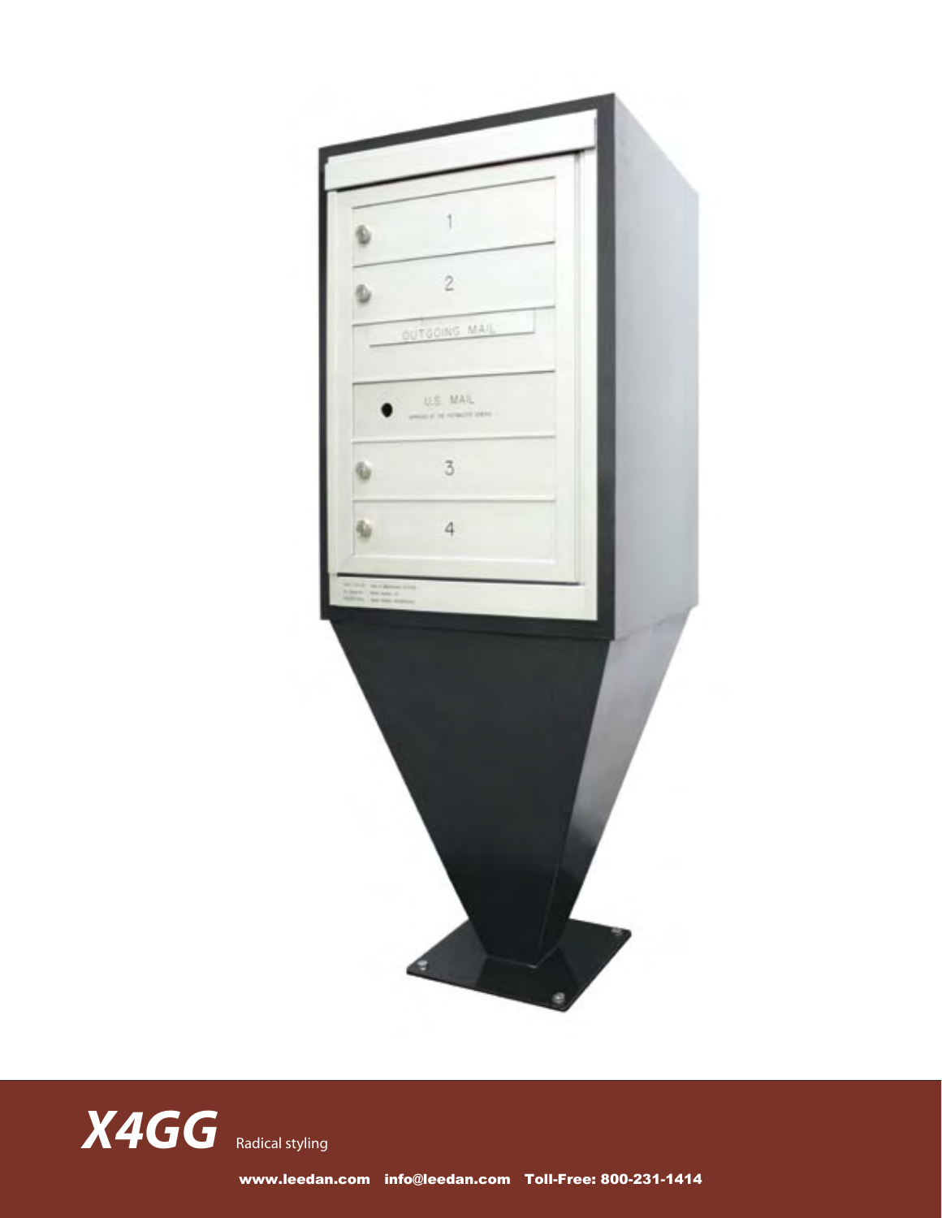**X4GG** Radical styling

www.leedan.com info@leedan.com Toll-Free: 800-231-1414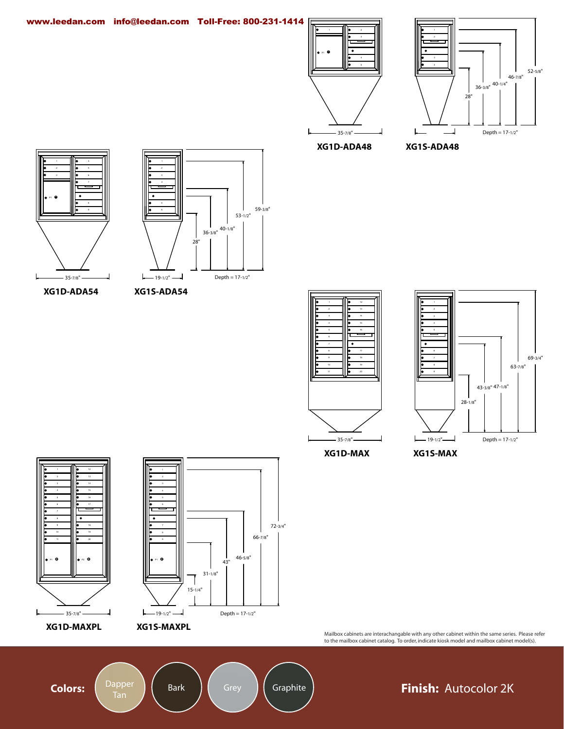www.leedan.com info@leedan.com Toll-Free: 800-231-1414

35-7/8"

**XG1D-ADA48**

28" 36-3/8" 40-1/4" 46-7/8" 52-5/8"

Depth = 17-1/2"

**XG1S-ADA48**

35-7/8"

**XG1D-ADA54**

19-1/2"

28" 36-3/8" 40-1/8" 53-1/2" 59-3/8"

Depth = 17-1/2"

**XG1S-ADA54**

35-7/8"

**XG1D-MAX**

19-1/2"

28-1/8" 43-3/8" 47-1/8" 63-7/8" 69-3/4"

Depth = 17-1/2"

**XG1S-MAX**

35-7/8"

**XG1D-MAXPL**

19-1/2"

15-1/4" 31-1/8" 43" 46-5/8" 66-7/8" 72-3/4"

Depth = 17-1/2"

**XG1S-MAXPL**

Mailbox cabinets are interachangable with any other cabinet within the same series. Please refer to the mailbox cabinet catalog. To order, indicate kiosk model and mailbox cabinet model(s).

**Colors:** Dapper Tan, Bark, Grey, Graphite

**Finish:** Autocolor 2K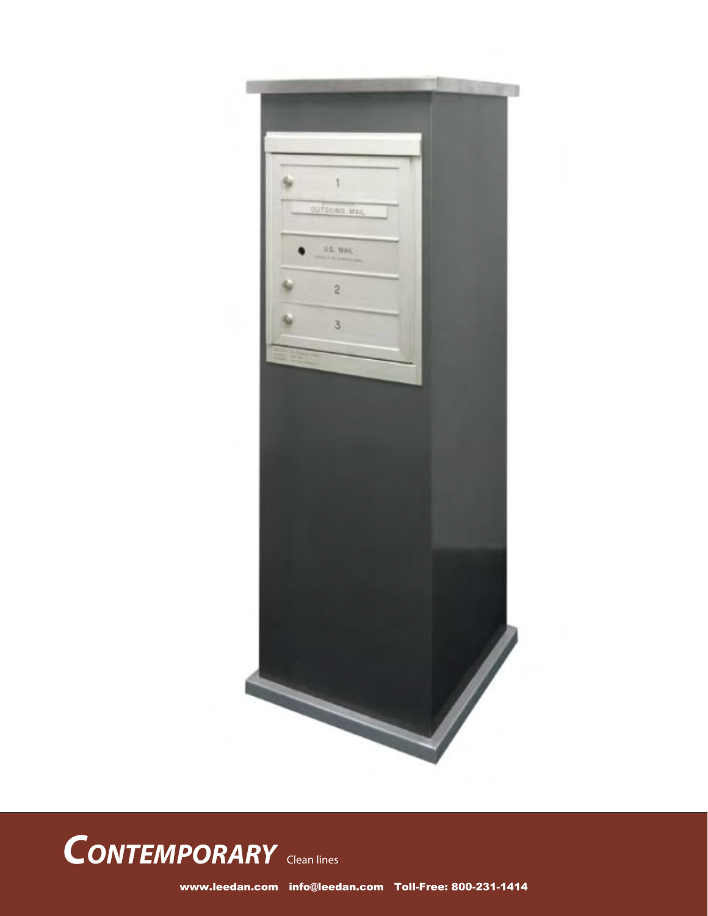# *CONTEMPORARY* Clean lines

www.leedan.com info@leedan.com Toll-Free: 800-231-1414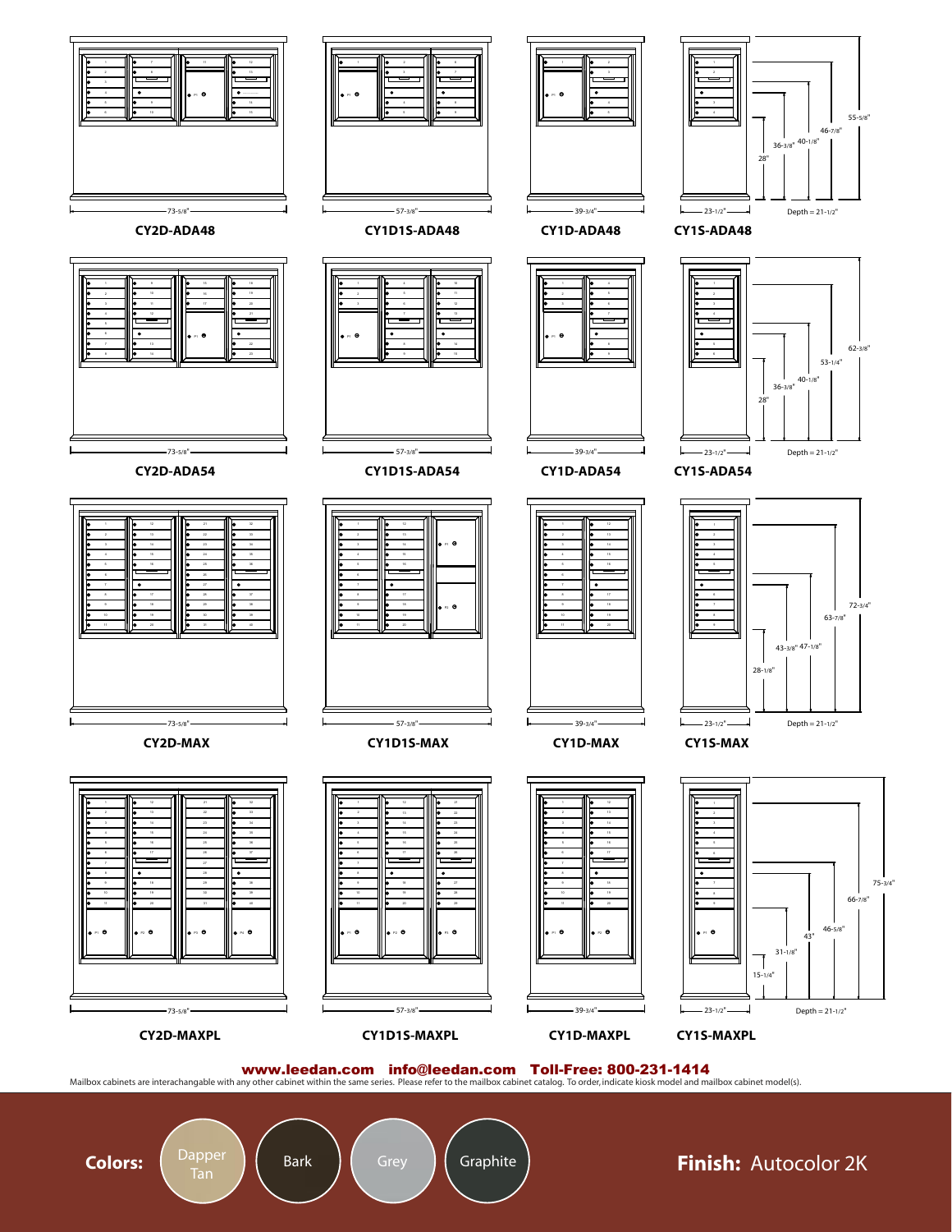CY2D-ADA48 — 73-5/8"

CY1D1S-ADA48 — 57-3/8"

CY1D-ADA48 — 39-3/4"

CY1S-ADA48 — 23-1/2"; Depth = 21-1/2"; 28"; 36-3/8"; 40-1/8"; 46-7/8"; 55-5/8"

CY2D-ADA54 — 73-5/8"

CY1D1S-ADA54 — 57-3/8"

CY1D-ADA54 — 39-3/4"

CY1S-ADA54 — 23-1/2"; Depth = 21-1/2"; 28"; 36-3/8"; 40-1/8"; 53-1/4"; 62-3/8"

CY2D-MAX — 73-5/8"

CY1D1S-MAX — 57-3/8"

CY1D-MAX — 39-3/4"

CY1S-MAX — 23-1/2"; Depth = 21-1/2"; 28-1/8"; 43-3/8"; 47-1/8"; 63-7/8"; 72-3/4"

CY2D-MAXPL — 73-5/8"

CY1D1S-MAXPL — 57-3/8"

CY1D-MAXPL — 39-3/4"

CY1S-MAXPL — 23-1/2"; Depth = 21-1/2"; 15-1/4"; 31-1/8"; 43"; 46-5/8"; 66-7/8"; 75-3/4"

**www.leedan.com info@leedan.com Toll-Free: 800-231-1414**

Mailbox cabinets are interachangable with any other cabinet within the same series. Please refer to the mailbox cabinet catalog. To order, indicate kiosk model and mailbox cabinet model(s).

**Colors:** Dapper Tan, Bark, Grey, Graphite

**Finish:** Autocolor 2K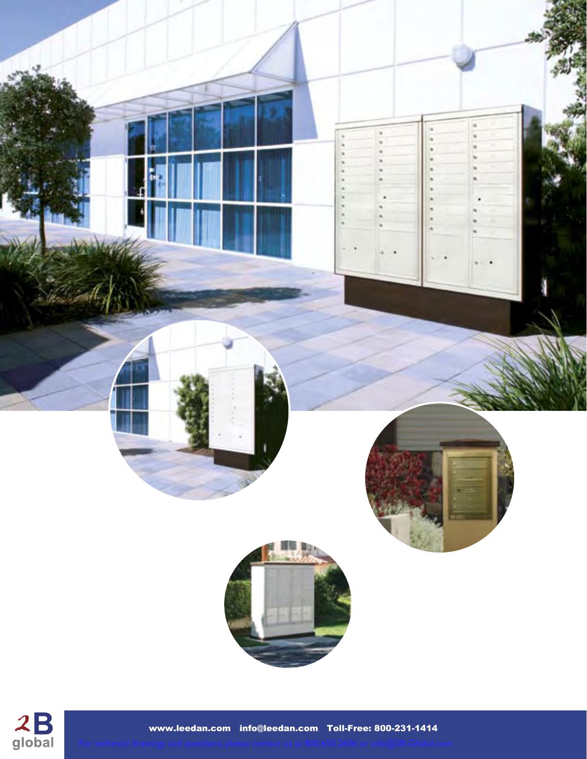2B global

www.leedan.com info@leedan.com Toll-Free: 800-231-1414

For technical drawings and questions, please contact us at 800.650.2606 or info@2B-Global.com